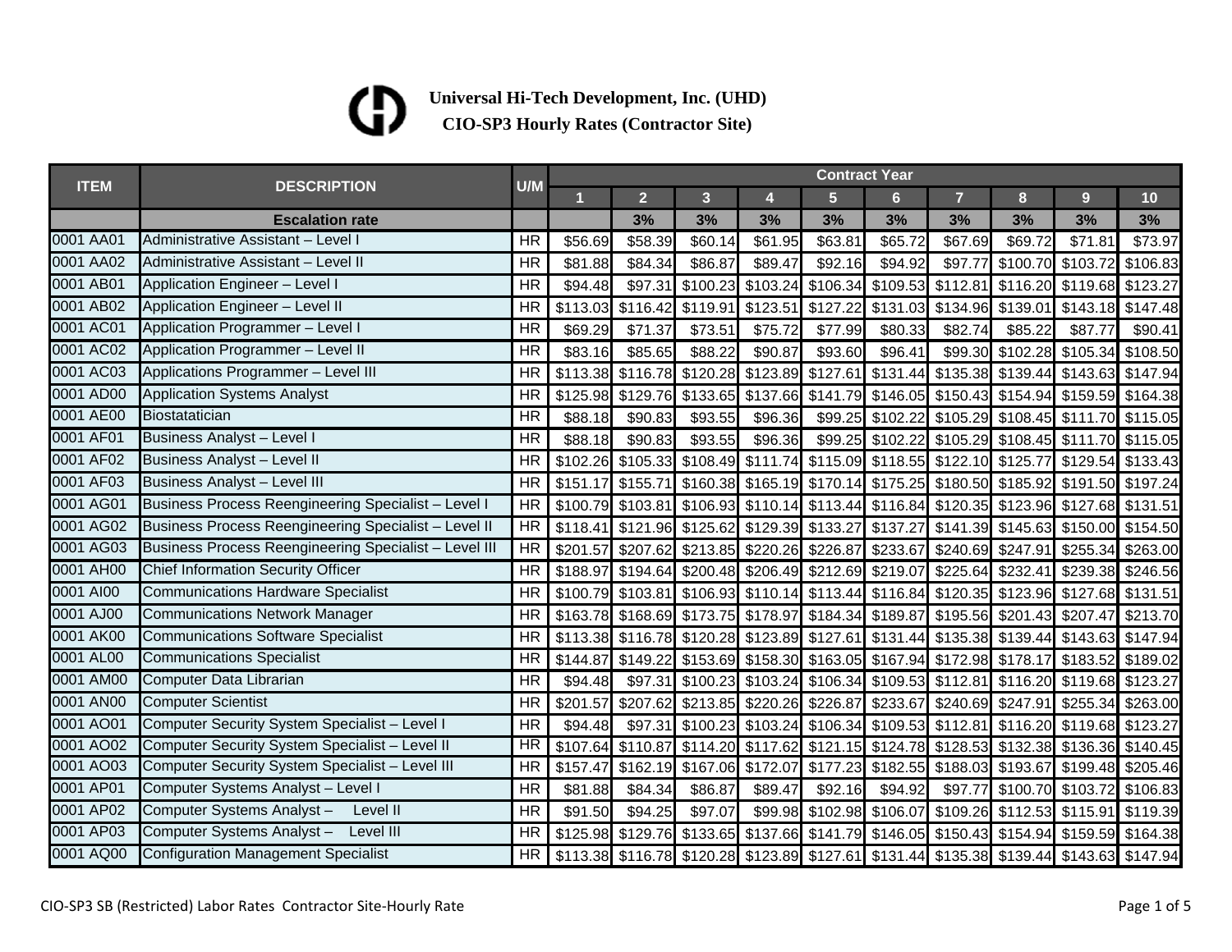**Universal Hi-Tech Development, Inc. (UHD)**

**CIO-SP3 Hourly Rates (Contractor Site)**

| ITEM | DESCRIPTION | U/M | Contract Year | | | | | | | | | |
|---|---|---|---|---|---|---|---|---|---|---|---|---|
| | | | 1 | 2 | 3 | 4 | 5 | 6 | 7 | 8 | 9 | 10 |
| | **Escalation rate** | | | 3% | 3% | 3% | 3% | 3% | 3% | 3% | 3% | 3% |
| 0001 AA01 | Administrative Assistant – Level I | HR | $56.69 | $58.39 | $60.14 | $61.95 | $63.81 | $65.72 | $67.69 | $69.72 | $71.81 | $73.97 |
| 0001 AA02 | Administrative Assistant – Level II | HR | $81.88 | $84.34 | $86.87 | $89.47 | $92.16 | $94.92 | $97.77 | $100.70 | $103.72 | $106.83 |
| 0001 AB01 | Application Engineer – Level I | HR | $94.48 | $97.31 | $100.23 | $103.24 | $106.34 | $109.53 | $112.81 | $116.20 | $119.68 | $123.27 |
| 0001 AB02 | Application Engineer – Level II | HR | $113.03 | $116.42 | $119.91 | $123.51 | $127.22 | $131.03 | $134.96 | $139.01 | $143.18 | $147.48 |
| 0001 AC01 | Application Programmer – Level I | HR | $69.29 | $71.37 | $73.51 | $75.72 | $77.99 | $80.33 | $82.74 | $85.22 | $87.77 | $90.41 |
| 0001 AC02 | Application Programmer – Level II | HR | $83.16 | $85.65 | $88.22 | $90.87 | $93.60 | $96.41 | $99.30 | $102.28 | $105.34 | $108.50 |
| 0001 AC03 | Applications Programmer – Level III | HR | $113.38 | $116.78 | $120.28 | $123.89 | $127.61 | $131.44 | $135.38 | $139.44 | $143.63 | $147.94 |
| 0001 AD00 | Application Systems Analyst | HR | $125.98 | $129.76 | $133.65 | $137.66 | $141.79 | $146.05 | $150.43 | $154.94 | $159.59 | $164.38 |
| 0001 AE00 | Biostatatician | HR | $88.18 | $90.83 | $93.55 | $96.36 | $99.25 | $102.22 | $105.29 | $108.45 | $111.70 | $115.05 |
| 0001 AF01 | Business Analyst – Level I | HR | $88.18 | $90.83 | $93.55 | $96.36 | $99.25 | $102.22 | $105.29 | $108.45 | $111.70 | $115.05 |
| 0001 AF02 | Business Analyst – Level II | HR | $102.26 | $105.33 | $108.49 | $111.74 | $115.09 | $118.55 | $122.10 | $125.77 | $129.54 | $133.43 |
| 0001 AF03 | Business Analyst – Level III | HR | $151.17 | $155.71 | $160.38 | $165.19 | $170.14 | $175.25 | $180.50 | $185.92 | $191.50 | $197.24 |
| 0001 AG01 | Business Process Reengineering Specialist – Level I | HR | $100.79 | $103.81 | $106.93 | $110.14 | $113.44 | $116.84 | $120.35 | $123.96 | $127.68 | $131.51 |
| 0001 AG02 | Business Process Reengineering Specialist – Level II | HR | $118.41 | $121.96 | $125.62 | $129.39 | $133.27 | $137.27 | $141.39 | $145.63 | $150.00 | $154.50 |
| 0001 AG03 | Business Process Reengineering Specialist – Level III | HR | $201.57 | $207.62 | $213.85 | $220.26 | $226.87 | $233.67 | $240.69 | $247.91 | $255.34 | $263.00 |
| 0001 AH00 | Chief Information Security Officer | HR | $188.97 | $194.64 | $200.48 | $206.49 | $212.69 | $219.07 | $225.64 | $232.41 | $239.38 | $246.56 |
| 0001 AI00 | Communications Hardware Specialist | HR | $100.79 | $103.81 | $106.93 | $110.14 | $113.44 | $116.84 | $120.35 | $123.96 | $127.68 | $131.51 |
| 0001 AJ00 | Communications Network Manager | HR | $163.78 | $168.69 | $173.75 | $178.97 | $184.34 | $189.87 | $195.56 | $201.43 | $207.47 | $213.70 |
| 0001 AK00 | Communications Software Specialist | HR | $113.38 | $116.78 | $120.28 | $123.89 | $127.61 | $131.44 | $135.38 | $139.44 | $143.63 | $147.94 |
| 0001 AL00 | Communications Specialist | HR | $144.87 | $149.22 | $153.69 | $158.30 | $163.05 | $167.94 | $172.98 | $178.17 | $183.52 | $189.02 |
| 0001 AM00 | Computer Data Librarian | HR | $94.48 | $97.31 | $100.23 | $103.24 | $106.34 | $109.53 | $112.81 | $116.20 | $119.68 | $123.27 |
| 0001 AN00 | Computer Scientist | HR | $201.57 | $207.62 | $213.85 | $220.26 | $226.87 | $233.67 | $240.69 | $247.91 | $255.34 | $263.00 |
| 0001 AO01 | Computer Security System Specialist – Level I | HR | $94.48 | $97.31 | $100.23 | $103.24 | $106.34 | $109.53 | $112.81 | $116.20 | $119.68 | $123.27 |
| 0001 AO02 | Computer Security System Specialist – Level II | HR | $107.64 | $110.87 | $114.20 | $117.62 | $121.15 | $124.78 | $128.53 | $132.38 | $136.36 | $140.45 |
| 0001 AO03 | Computer Security System Specialist – Level III | HR | $157.47 | $162.19 | $167.06 | $172.07 | $177.23 | $182.55 | $188.03 | $193.67 | $199.48 | $205.46 |
| 0001 AP01 | Computer Systems Analyst – Level I | HR | $81.88 | $84.34 | $86.87 | $89.47 | $92.16 | $94.92 | $97.77 | $100.70 | $103.72 | $106.83 |
| 0001 AP02 | Computer Systems Analyst – Level II | HR | $91.50 | $94.25 | $97.07 | $99.98 | $102.98 | $106.07 | $109.26 | $112.53 | $115.91 | $119.39 |
| 0001 AP03 | Computer Systems Analyst – Level III | HR | $125.98 | $129.76 | $133.65 | $137.66 | $141.79 | $146.05 | $150.43 | $154.94 | $159.59 | $164.38 |
| 0001 AQ00 | Configuration Management Specialist | HR | $113.38 | $116.78 | $120.28 | $123.89 | $127.61 | $131.44 | $135.38 | $139.44 | $143.63 | $147.94 |

CIO-SP3 SB (Restricted) Labor Rates Contractor Site-Hourly Rate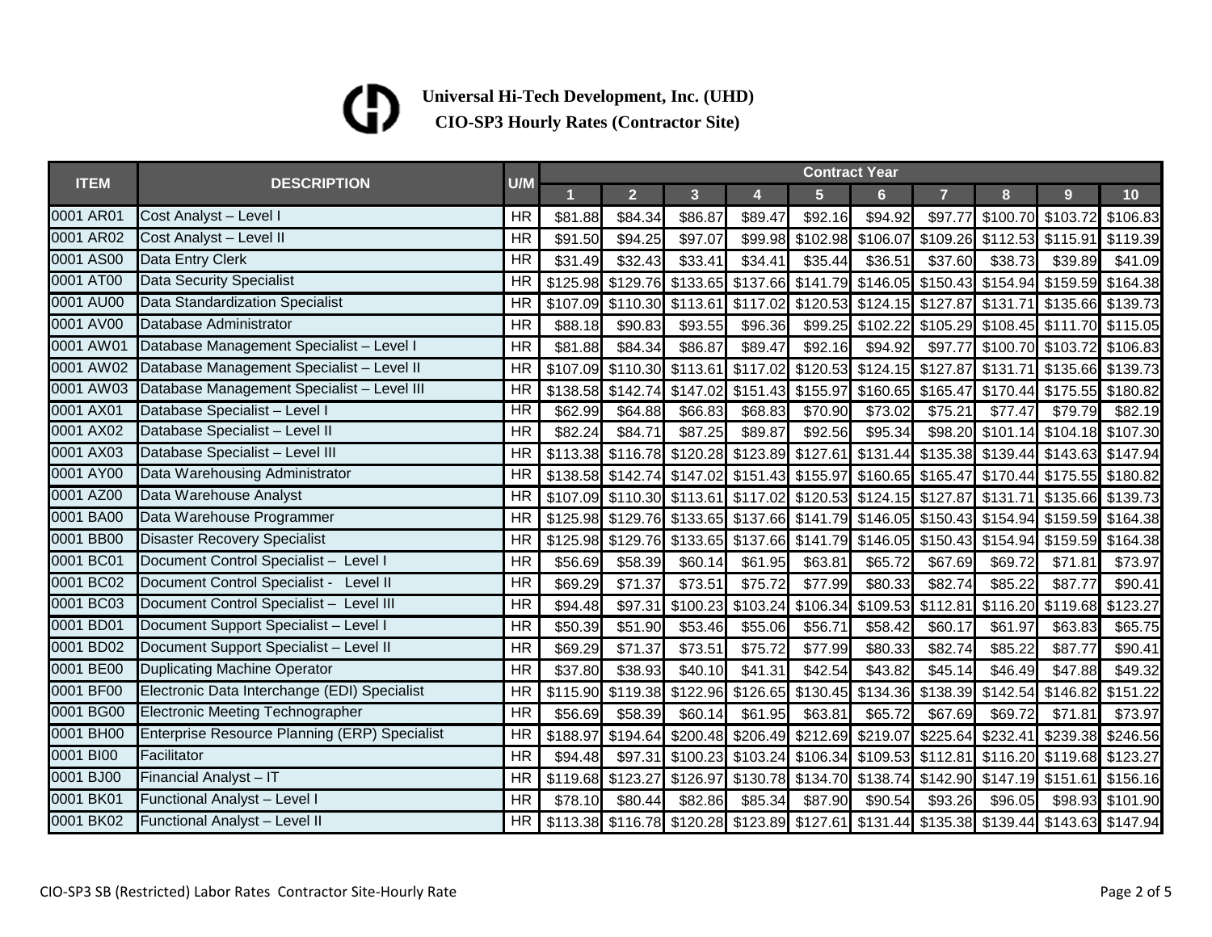**Universal Hi-Tech Development, Inc. (UHD)**

**CIO-SP3 Hourly Rates (Contractor Site)**

| ITEM | DESCRIPTION | U/M | Contract Year | | | | | | | | | |
|---|---|---|---|---|---|---|---|---|---|---|---|---|
| | | | 1 | 2 | 3 | 4 | 5 | 6 | 7 | 8 | 9 | 10 |
| 0001 AR01 | Cost Analyst – Level I | HR | $81.88 | $84.34 | $86.87 | $89.47 | $92.16 | $94.92 | $97.77 | $100.70 | $103.72 | $106.83 |
| 0001 AR02 | Cost Analyst – Level II | HR | $91.50 | $94.25 | $97.07 | $99.98 | $102.98 | $106.07 | $109.26 | $112.53 | $115.91 | $119.39 |
| 0001 AS00 | Data Entry Clerk | HR | $31.49 | $32.43 | $33.41 | $34.41 | $35.44 | $36.51 | $37.60 | $38.73 | $39.89 | $41.09 |
| 0001 AT00 | Data Security Specialist | HR | $125.98 | $129.76 | $133.65 | $137.66 | $141.79 | $146.05 | $150.43 | $154.94 | $159.59 | $164.38 |
| 0001 AU00 | Data Standardization Specialist | HR | $107.09 | $110.30 | $113.61 | $117.02 | $120.53 | $124.15 | $127.87 | $131.71 | $135.66 | $139.73 |
| 0001 AV00 | Database Administrator | HR | $88.18 | $90.83 | $93.55 | $96.36 | $99.25 | $102.22 | $105.29 | $108.45 | $111.70 | $115.05 |
| 0001 AW01 | Database Management Specialist – Level I | HR | $81.88 | $84.34 | $86.87 | $89.47 | $92.16 | $94.92 | $97.77 | $100.70 | $103.72 | $106.83 |
| 0001 AW02 | Database Management Specialist – Level II | HR | $107.09 | $110.30 | $113.61 | $117.02 | $120.53 | $124.15 | $127.87 | $131.71 | $135.66 | $139.73 |
| 0001 AW03 | Database Management Specialist – Level III | HR | $138.58 | $142.74 | $147.02 | $151.43 | $155.97 | $160.65 | $165.47 | $170.44 | $175.55 | $180.82 |
| 0001 AX01 | Database Specialist – Level I | HR | $62.99 | $64.88 | $66.83 | $68.83 | $70.90 | $73.02 | $75.21 | $77.47 | $79.79 | $82.19 |
| 0001 AX02 | Database Specialist – Level II | HR | $82.24 | $84.71 | $87.25 | $89.87 | $92.56 | $95.34 | $98.20 | $101.14 | $104.18 | $107.30 |
| 0001 AX03 | Database Specialist – Level III | HR | $113.38 | $116.78 | $120.28 | $123.89 | $127.61 | $131.44 | $135.38 | $139.44 | $143.63 | $147.94 |
| 0001 AY00 | Data Warehousing Administrator | HR | $138.58 | $142.74 | $147.02 | $151.43 | $155.97 | $160.65 | $165.47 | $170.44 | $175.55 | $180.82 |
| 0001 AZ00 | Data Warehouse Analyst | HR | $107.09 | $110.30 | $113.61 | $117.02 | $120.53 | $124.15 | $127.87 | $131.71 | $135.66 | $139.73 |
| 0001 BA00 | Data Warehouse Programmer | HR | $125.98 | $129.76 | $133.65 | $137.66 | $141.79 | $146.05 | $150.43 | $154.94 | $159.59 | $164.38 |
| 0001 BB00 | Disaster Recovery Specialist | HR | $125.98 | $129.76 | $133.65 | $137.66 | $141.79 | $146.05 | $150.43 | $154.94 | $159.59 | $164.38 |
| 0001 BC01 | Document Control Specialist – Level I | HR | $56.69 | $58.39 | $60.14 | $61.95 | $63.81 | $65.72 | $67.69 | $69.72 | $71.81 | $73.97 |
| 0001 BC02 | Document Control Specialist - Level II | HR | $69.29 | $71.37 | $73.51 | $75.72 | $77.99 | $80.33 | $82.74 | $85.22 | $87.77 | $90.41 |
| 0001 BC03 | Document Control Specialist – Level III | HR | $94.48 | $97.31 | $100.23 | $103.24 | $106.34 | $109.53 | $112.81 | $116.20 | $119.68 | $123.27 |
| 0001 BD01 | Document Support Specialist – Level I | HR | $50.39 | $51.90 | $53.46 | $55.06 | $56.71 | $58.42 | $60.17 | $61.97 | $63.83 | $65.75 |
| 0001 BD02 | Document Support Specialist – Level II | HR | $69.29 | $71.37 | $73.51 | $75.72 | $77.99 | $80.33 | $82.74 | $85.22 | $87.77 | $90.41 |
| 0001 BE00 | Duplicating Machine Operator | HR | $37.80 | $38.93 | $40.10 | $41.31 | $42.54 | $43.82 | $45.14 | $46.49 | $47.88 | $49.32 |
| 0001 BF00 | Electronic Data Interchange (EDI) Specialist | HR | $115.90 | $119.38 | $122.96 | $126.65 | $130.45 | $134.36 | $138.39 | $142.54 | $146.82 | $151.22 |
| 0001 BG00 | Electronic Meeting Technographer | HR | $56.69 | $58.39 | $60.14 | $61.95 | $63.81 | $65.72 | $67.69 | $69.72 | $71.81 | $73.97 |
| 0001 BH00 | Enterprise Resource Planning (ERP) Specialist | HR | $188.97 | $194.64 | $200.48 | $206.49 | $212.69 | $219.07 | $225.64 | $232.41 | $239.38 | $246.56 |
| 0001 BI00 | Facilitator | HR | $94.48 | $97.31 | $100.23 | $103.24 | $106.34 | $109.53 | $112.81 | $116.20 | $119.68 | $123.27 |
| 0001 BJ00 | Financial Analyst – IT | HR | $119.68 | $123.27 | $126.97 | $130.78 | $134.70 | $138.74 | $142.90 | $147.19 | $151.61 | $156.16 |
| 0001 BK01 | Functional Analyst – Level I | HR | $78.10 | $80.44 | $82.86 | $85.34 | $87.90 | $90.54 | $93.26 | $96.05 | $98.93 | $101.90 |
| 0001 BK02 | Functional Analyst – Level II | HR | $113.38 | $116.78 | $120.28 | $123.89 | $127.61 | $131.44 | $135.38 | $139.44 | $143.63 | $147.94 |

CIO-SP3 SB (Restricted) Labor Rates Contractor Site-Hourly Rate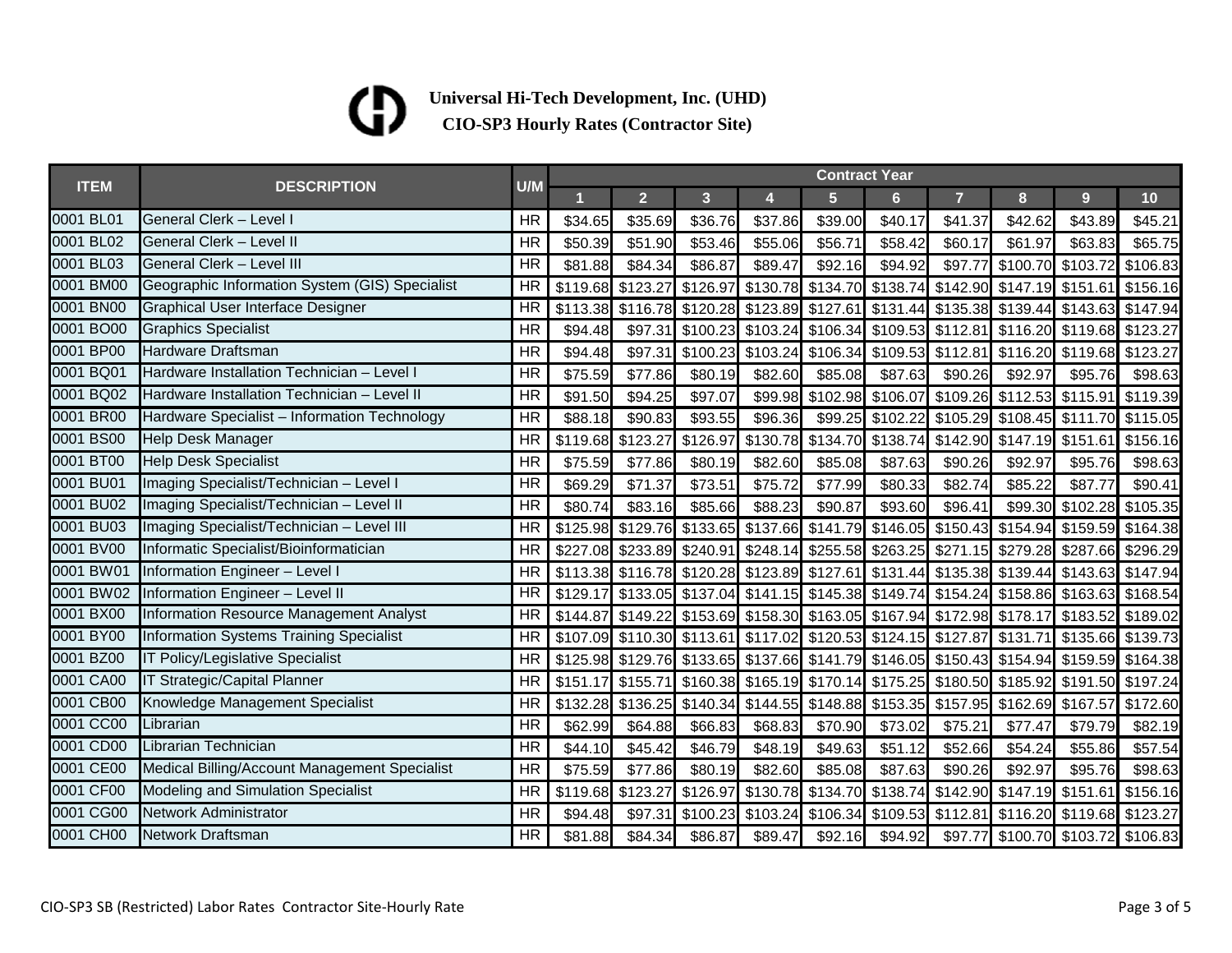**Universal Hi-Tech Development, Inc. (UHD)**

**CIO-SP3 Hourly Rates (Contractor Site)**

| ITEM | DESCRIPTION | U/M | Contract Year | | | | | | | | | |
|---|---|---|---|---|---|---|---|---|---|---|---|---|
| | | | 1 | 2 | 3 | 4 | 5 | 6 | 7 | 8 | 9 | 10 |
| 0001 BL01 | General Clerk – Level I | HR | $34.65 | $35.69 | $36.76 | $37.86 | $39.00 | $40.17 | $41.37 | $42.62 | $43.89 | $45.21 |
| 0001 BL02 | General Clerk – Level II | HR | $50.39 | $51.90 | $53.46 | $55.06 | $56.71 | $58.42 | $60.17 | $61.97 | $63.83 | $65.75 |
| 0001 BL03 | General Clerk – Level III | HR | $81.88 | $84.34 | $86.87 | $89.47 | $92.16 | $94.92 | $97.77 | $100.70 | $103.72 | $106.83 |
| 0001 BM00 | Geographic Information System (GIS) Specialist | HR | $119.68 | $123.27 | $126.97 | $130.78 | $134.70 | $138.74 | $142.90 | $147.19 | $151.61 | $156.16 |
| 0001 BN00 | Graphical User Interface Designer | HR | $113.38 | $116.78 | $120.28 | $123.89 | $127.61 | $131.44 | $135.38 | $139.44 | $143.63 | $147.94 |
| 0001 BO00 | Graphics Specialist | HR | $94.48 | $97.31 | $100.23 | $103.24 | $106.34 | $109.53 | $112.81 | $116.20 | $119.68 | $123.27 |
| 0001 BP00 | Hardware Draftsman | HR | $94.48 | $97.31 | $100.23 | $103.24 | $106.34 | $109.53 | $112.81 | $116.20 | $119.68 | $123.27 |
| 0001 BQ01 | Hardware Installation Technician – Level I | HR | $75.59 | $77.86 | $80.19 | $82.60 | $85.08 | $87.63 | $90.26 | $92.97 | $95.76 | $98.63 |
| 0001 BQ02 | Hardware Installation Technician – Level II | HR | $91.50 | $94.25 | $97.07 | $99.98 | $102.98 | $106.07 | $109.26 | $112.53 | $115.91 | $119.39 |
| 0001 BR00 | Hardware Specialist – Information Technology | HR | $88.18 | $90.83 | $93.55 | $96.36 | $99.25 | $102.22 | $105.29 | $108.45 | $111.70 | $115.05 |
| 0001 BS00 | Help Desk Manager | HR | $119.68 | $123.27 | $126.97 | $130.78 | $134.70 | $138.74 | $142.90 | $147.19 | $151.61 | $156.16 |
| 0001 BT00 | Help Desk Specialist | HR | $75.59 | $77.86 | $80.19 | $82.60 | $85.08 | $87.63 | $90.26 | $92.97 | $95.76 | $98.63 |
| 0001 BU01 | Imaging Specialist/Technician – Level I | HR | $69.29 | $71.37 | $73.51 | $75.72 | $77.99 | $80.33 | $82.74 | $85.22 | $87.77 | $90.41 |
| 0001 BU02 | Imaging Specialist/Technician – Level II | HR | $80.74 | $83.16 | $85.66 | $88.23 | $90.87 | $93.60 | $96.41 | $99.30 | $102.28 | $105.35 |
| 0001 BU03 | Imaging Specialist/Technician – Level III | HR | $125.98 | $129.76 | $133.65 | $137.66 | $141.79 | $146.05 | $150.43 | $154.94 | $159.59 | $164.38 |
| 0001 BV00 | Informatic Specialist/Bioinformatician | HR | $227.08 | $233.89 | $240.91 | $248.14 | $255.58 | $263.25 | $271.15 | $279.28 | $287.66 | $296.29 |
| 0001 BW01 | Information Engineer – Level I | HR | $113.38 | $116.78 | $120.28 | $123.89 | $127.61 | $131.44 | $135.38 | $139.44 | $143.63 | $147.94 |
| 0001 BW02 | Information Engineer – Level II | HR | $129.17 | $133.05 | $137.04 | $141.15 | $145.38 | $149.74 | $154.24 | $158.86 | $163.63 | $168.54 |
| 0001 BX00 | Information Resource Management Analyst | HR | $144.87 | $149.22 | $153.69 | $158.30 | $163.05 | $167.94 | $172.98 | $178.17 | $183.52 | $189.02 |
| 0001 BY00 | Information Systems Training Specialist | HR | $107.09 | $110.30 | $113.61 | $117.02 | $120.53 | $124.15 | $127.87 | $131.71 | $135.66 | $139.73 |
| 0001 BZ00 | IT Policy/Legislative Specialist | HR | $125.98 | $129.76 | $133.65 | $137.66 | $141.79 | $146.05 | $150.43 | $154.94 | $159.59 | $164.38 |
| 0001 CA00 | IT Strategic/Capital Planner | HR | $151.17 | $155.71 | $160.38 | $165.19 | $170.14 | $175.25 | $180.50 | $185.92 | $191.50 | $197.24 |
| 0001 CB00 | Knowledge Management Specialist | HR | $132.28 | $136.25 | $140.34 | $144.55 | $148.88 | $153.35 | $157.95 | $162.69 | $167.57 | $172.60 |
| 0001 CC00 | Librarian | HR | $62.99 | $64.88 | $66.83 | $68.83 | $70.90 | $73.02 | $75.21 | $77.47 | $79.79 | $82.19 |
| 0001 CD00 | Librarian Technician | HR | $44.10 | $45.42 | $46.79 | $48.19 | $49.63 | $51.12 | $52.66 | $54.24 | $55.86 | $57.54 |
| 0001 CE00 | Medical Billing/Account Management Specialist | HR | $75.59 | $77.86 | $80.19 | $82.60 | $85.08 | $87.63 | $90.26 | $92.97 | $95.76 | $98.63 |
| 0001 CF00 | Modeling and Simulation Specialist | HR | $119.68 | $123.27 | $126.97 | $130.78 | $134.70 | $138.74 | $142.90 | $147.19 | $151.61 | $156.16 |
| 0001 CG00 | Network Administrator | HR | $94.48 | $97.31 | $100.23 | $103.24 | $106.34 | $109.53 | $112.81 | $116.20 | $119.68 | $123.27 |
| 0001 CH00 | Network Draftsman | HR | $81.88 | $84.34 | $86.87 | $89.47 | $92.16 | $94.92 | $97.77 | $100.70 | $103.72 | $106.83 |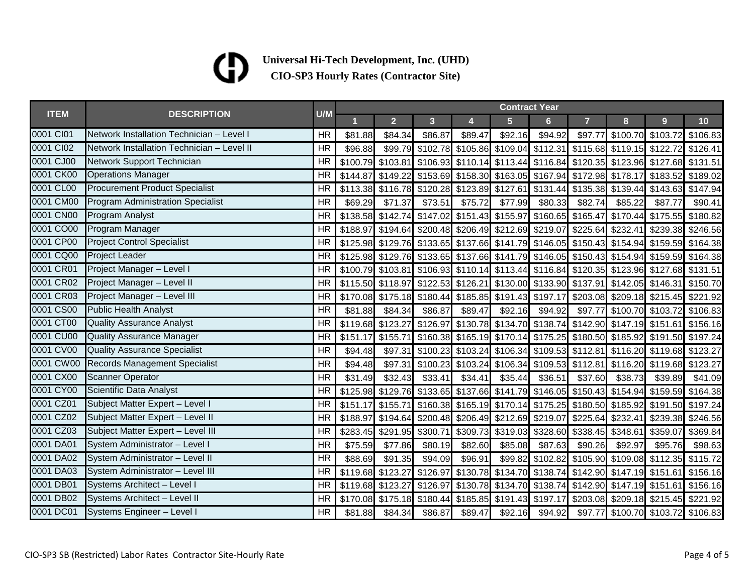**Universal Hi-Tech Development, Inc. (UHD)**

**CIO-SP3 Hourly Rates (Contractor Site)**

| ITEM | DESCRIPTION | U/M | Contract Year | | | | | | | | | |
|---|---|---|---|---|---|---|---|---|---|---|---|---|
| | | | 1 | 2 | 3 | 4 | 5 | 6 | 7 | 8 | 9 | 10 |
| 0001 CI01 | Network Installation Technician – Level I | HR | $81.88 | $84.34 | $86.87 | $89.47 | $92.16 | $94.92 | $97.77 | $100.70 | $103.72 | $106.83 |
| 0001 CI02 | Network Installation Technician – Level II | HR | $96.88 | $99.79 | $102.78 | $105.86 | $109.04 | $112.31 | $115.68 | $119.15 | $122.72 | $126.41 |
| 0001 CJ00 | Network Support Technician | HR | $100.79 | $103.81 | $106.93 | $110.14 | $113.44 | $116.84 | $120.35 | $123.96 | $127.68 | $131.51 |
| 0001 CK00 | Operations Manager | HR | $144.87 | $149.22 | $153.69 | $158.30 | $163.05 | $167.94 | $172.98 | $178.17 | $183.52 | $189.02 |
| 0001 CL00 | Procurement Product Specialist | HR | $113.38 | $116.78 | $120.28 | $123.89 | $127.61 | $131.44 | $135.38 | $139.44 | $143.63 | $147.94 |
| 0001 CM00 | Program Administration Specialist | HR | $69.29 | $71.37 | $73.51 | $75.72 | $77.99 | $80.33 | $82.74 | $85.22 | $87.77 | $90.41 |
| 0001 CN00 | Program Analyst | HR | $138.58 | $142.74 | $147.02 | $151.43 | $155.97 | $160.65 | $165.47 | $170.44 | $175.55 | $180.82 |
| 0001 CO00 | Program Manager | HR | $188.97 | $194.64 | $200.48 | $206.49 | $212.69 | $219.07 | $225.64 | $232.41 | $239.38 | $246.56 |
| 0001 CP00 | Project Control Specialist | HR | $125.98 | $129.76 | $133.65 | $137.66 | $141.79 | $146.05 | $150.43 | $154.94 | $159.59 | $164.38 |
| 0001 CQ00 | Project Leader | HR | $125.98 | $129.76 | $133.65 | $137.66 | $141.79 | $146.05 | $150.43 | $154.94 | $159.59 | $164.38 |
| 0001 CR01 | Project Manager – Level I | HR | $100.79 | $103.81 | $106.93 | $110.14 | $113.44 | $116.84 | $120.35 | $123.96 | $127.68 | $131.51 |
| 0001 CR02 | Project Manager – Level II | HR | $115.50 | $118.97 | $122.53 | $126.21 | $130.00 | $133.90 | $137.91 | $142.05 | $146.31 | $150.70 |
| 0001 CR03 | Project Manager – Level III | HR | $170.08 | $175.18 | $180.44 | $185.85 | $191.43 | $197.17 | $203.08 | $209.18 | $215.45 | $221.92 |
| 0001 CS00 | Public Health Analyst | HR | $81.88 | $84.34 | $86.87 | $89.47 | $92.16 | $94.92 | $97.77 | $100.70 | $103.72 | $106.83 |
| 0001 CT00 | Quality Assurance Analyst | HR | $119.68 | $123.27 | $126.97 | $130.78 | $134.70 | $138.74 | $142.90 | $147.19 | $151.61 | $156.16 |
| 0001 CU00 | Quality Assurance Manager | HR | $151.17 | $155.71 | $160.38 | $165.19 | $170.14 | $175.25 | $180.50 | $185.92 | $191.50 | $197.24 |
| 0001 CV00 | Quality Assurance Specialist | HR | $94.48 | $97.31 | $100.23 | $103.24 | $106.34 | $109.53 | $112.81 | $116.20 | $119.68 | $123.27 |
| 0001 CW00 | Records Management Specialist | HR | $94.48 | $97.31 | $100.23 | $103.24 | $106.34 | $109.53 | $112.81 | $116.20 | $119.68 | $123.27 |
| 0001 CX00 | Scanner Operator | HR | $31.49 | $32.43 | $33.41 | $34.41 | $35.44 | $36.51 | $37.60 | $38.73 | $39.89 | $41.09 |
| 0001 CY00 | Scientific Data Analyst | HR | $125.98 | $129.76 | $133.65 | $137.66 | $141.79 | $146.05 | $150.43 | $154.94 | $159.59 | $164.38 |
| 0001 CZ01 | Subject Matter Expert – Level I | HR | $151.17 | $155.71 | $160.38 | $165.19 | $170.14 | $175.25 | $180.50 | $185.92 | $191.50 | $197.24 |
| 0001 CZ02 | Subject Matter Expert – Level II | HR | $188.97 | $194.64 | $200.48 | $206.49 | $212.69 | $219.07 | $225.64 | $232.41 | $239.38 | $246.56 |
| 0001 CZ03 | Subject Matter Expert – Level III | HR | $283.45 | $291.95 | $300.71 | $309.73 | $319.03 | $328.60 | $338.45 | $348.61 | $359.07 | $369.84 |
| 0001 DA01 | System Administrator – Level I | HR | $75.59 | $77.86 | $80.19 | $82.60 | $85.08 | $87.63 | $90.26 | $92.97 | $95.76 | $98.63 |
| 0001 DA02 | System Administrator – Level II | HR | $88.69 | $91.35 | $94.09 | $96.91 | $99.82 | $102.82 | $105.90 | $109.08 | $112.35 | $115.72 |
| 0001 DA03 | System Administrator – Level III | HR | $119.68 | $123.27 | $126.97 | $130.78 | $134.70 | $138.74 | $142.90 | $147.19 | $151.61 | $156.16 |
| 0001 DB01 | Systems Architect – Level I | HR | $119.68 | $123.27 | $126.97 | $130.78 | $134.70 | $138.74 | $142.90 | $147.19 | $151.61 | $156.16 |
| 0001 DB02 | Systems Architect – Level II | HR | $170.08 | $175.18 | $180.44 | $185.85 | $191.43 | $197.17 | $203.08 | $209.18 | $215.45 | $221.92 |
| 0001 DC01 | Systems Engineer – Level I | HR | $81.88 | $84.34 | $86.87 | $89.47 | $92.16 | $94.92 | $97.77 | $100.70 | $103.72 | $106.83 |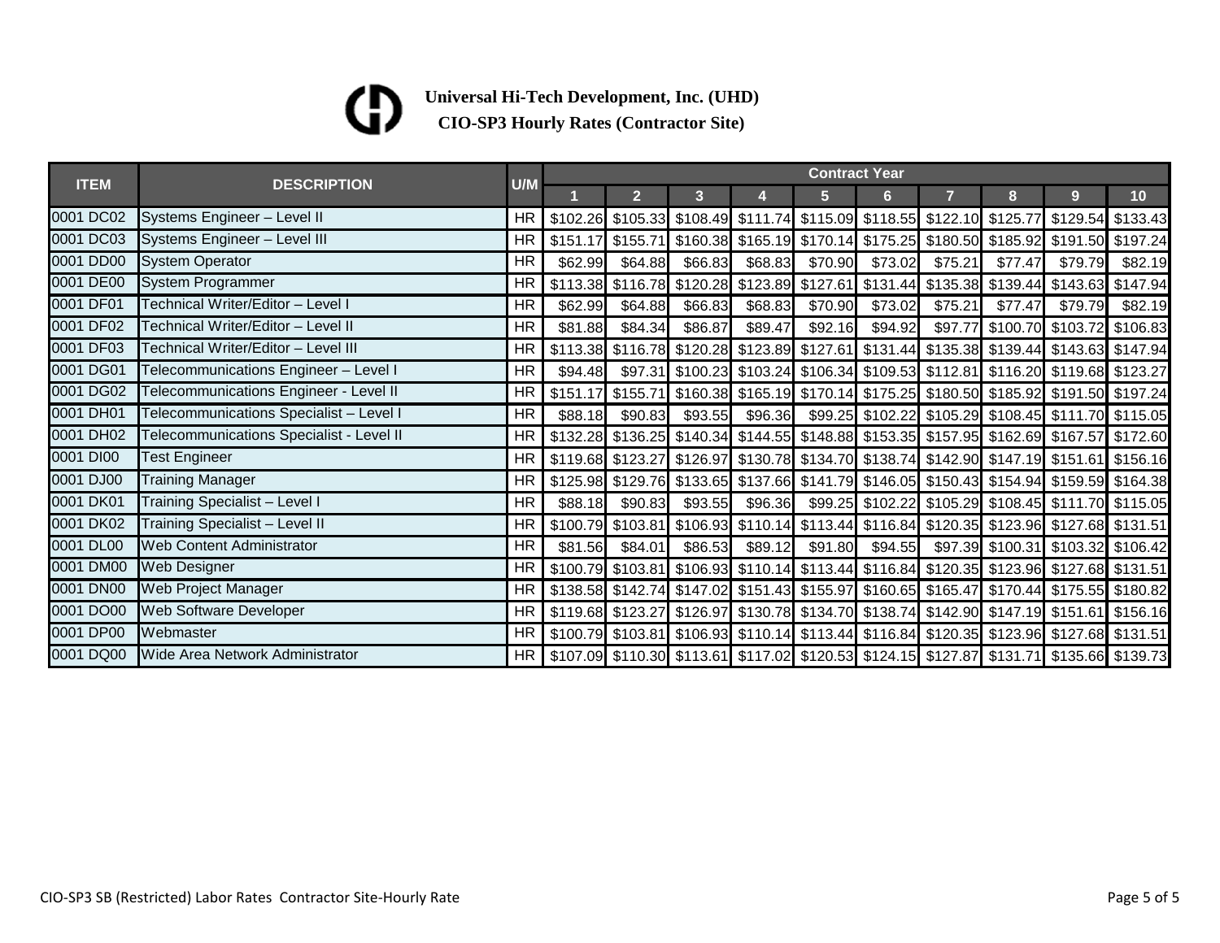**Universal Hi-Tech Development, Inc. (UHD)**
**CIO-SP3 Hourly Rates (Contractor Site)**

| ITEM | DESCRIPTION | U/M | Contract Year | | | | | | | | | |
|---|---|---|---|---|---|---|---|---|---|---|---|---|
| | | | 1 | 2 | 3 | 4 | 5 | 6 | 7 | 8 | 9 | 10 |
| 0001 DC02 | Systems Engineer – Level II | HR | $102.26 | $105.33 | $108.49 | $111.74 | $115.09 | $118.55 | $122.10 | $125.77 | $129.54 | $133.43 |
| 0001 DC03 | Systems Engineer – Level III | HR | $151.17 | $155.71 | $160.38 | $165.19 | $170.14 | $175.25 | $180.50 | $185.92 | $191.50 | $197.24 |
| 0001 DD00 | System Operator | HR | $62.99 | $64.88 | $66.83 | $68.83 | $70.90 | $73.02 | $75.21 | $77.47 | $79.79 | $82.19 |
| 0001 DE00 | System Programmer | HR | $113.38 | $116.78 | $120.28 | $123.89 | $127.61 | $131.44 | $135.38 | $139.44 | $143.63 | $147.94 |
| 0001 DF01 | Technical Writer/Editor – Level I | HR | $62.99 | $64.88 | $66.83 | $68.83 | $70.90 | $73.02 | $75.21 | $77.47 | $79.79 | $82.19 |
| 0001 DF02 | Technical Writer/Editor – Level II | HR | $81.88 | $84.34 | $86.87 | $89.47 | $92.16 | $94.92 | $97.77 | $100.70 | $103.72 | $106.83 |
| 0001 DF03 | Technical Writer/Editor – Level III | HR | $113.38 | $116.78 | $120.28 | $123.89 | $127.61 | $131.44 | $135.38 | $139.44 | $143.63 | $147.94 |
| 0001 DG01 | Telecommunications Engineer – Level I | HR | $94.48 | $97.31 | $100.23 | $103.24 | $106.34 | $109.53 | $112.81 | $116.20 | $119.68 | $123.27 |
| 0001 DG02 | Telecommunications Engineer - Level II | HR | $151.17 | $155.71 | $160.38 | $165.19 | $170.14 | $175.25 | $180.50 | $185.92 | $191.50 | $197.24 |
| 0001 DH01 | Telecommunications Specialist – Level I | HR | $88.18 | $90.83 | $93.55 | $96.36 | $99.25 | $102.22 | $105.29 | $108.45 | $111.70 | $115.05 |
| 0001 DH02 | Telecommunications Specialist - Level II | HR | $132.28 | $136.25 | $140.34 | $144.55 | $148.88 | $153.35 | $157.95 | $162.69 | $167.57 | $172.60 |
| 0001 DI00 | Test Engineer | HR | $119.68 | $123.27 | $126.97 | $130.78 | $134.70 | $138.74 | $142.90 | $147.19 | $151.61 | $156.16 |
| 0001 DJ00 | Training Manager | HR | $125.98 | $129.76 | $133.65 | $137.66 | $141.79 | $146.05 | $150.43 | $154.94 | $159.59 | $164.38 |
| 0001 DK01 | Training Specialist – Level I | HR | $88.18 | $90.83 | $93.55 | $96.36 | $99.25 | $102.22 | $105.29 | $108.45 | $111.70 | $115.05 |
| 0001 DK02 | Training Specialist – Level II | HR | $100.79 | $103.81 | $106.93 | $110.14 | $113.44 | $116.84 | $120.35 | $123.96 | $127.68 | $131.51 |
| 0001 DL00 | Web Content Administrator | HR | $81.56 | $84.01 | $86.53 | $89.12 | $91.80 | $94.55 | $97.39 | $100.31 | $103.32 | $106.42 |
| 0001 DM00 | Web Designer | HR | $100.79 | $103.81 | $106.93 | $110.14 | $113.44 | $116.84 | $120.35 | $123.96 | $127.68 | $131.51 |
| 0001 DN00 | Web Project Manager | HR | $138.58 | $142.74 | $147.02 | $151.43 | $155.97 | $160.65 | $165.47 | $170.44 | $175.55 | $180.82 |
| 0001 DO00 | Web Software Developer | HR | $119.68 | $123.27 | $126.97 | $130.78 | $134.70 | $138.74 | $142.90 | $147.19 | $151.61 | $156.16 |
| 0001 DP00 | Webmaster | HR | $100.79 | $103.81 | $106.93 | $110.14 | $113.44 | $116.84 | $120.35 | $123.96 | $127.68 | $131.51 |
| 0001 DQ00 | Wide Area Network Administrator | HR | $107.09 | $110.30 | $113.61 | $117.02 | $120.53 | $124.15 | $127.87 | $131.71 | $135.66 | $139.73 |